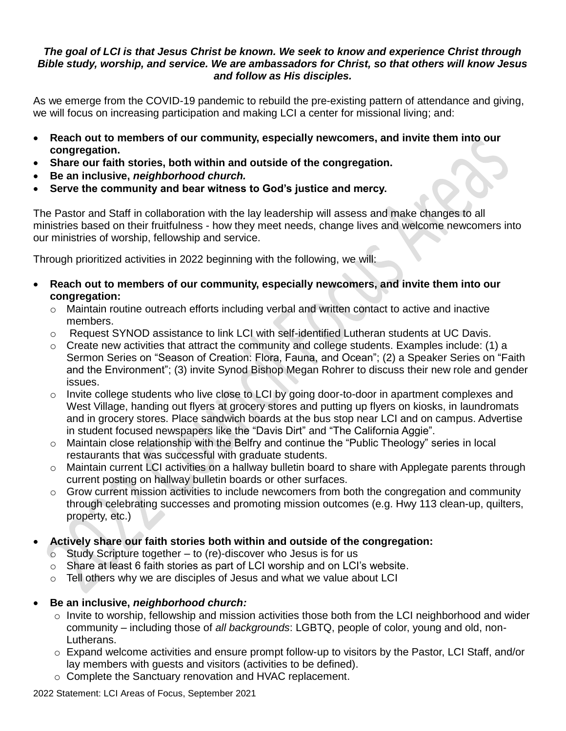***The goal of LCI is that Jesus Christ be known. We seek to know and experience Christ through Bible study, worship, and service. We are ambassadors for Christ, so that others will know Jesus and follow as His disciples.***

As we emerge from the COVID-19 pandemic to rebuild the pre-existing pattern of attendance and giving, we will focus on increasing participation and making LCI a center for missional living; and:

- **Reach out to members of our community, especially newcomers, and invite them into our congregation.**
- **Share our faith stories, both within and outside of the congregation.**
- **Be an inclusive, *neighborhood church.***
- **Serve the community and bear witness to God's justice and mercy.**

The Pastor and Staff in collaboration with the lay leadership will assess and make changes to all ministries based on their fruitfulness - how they meet needs, change lives and welcome newcomers into our ministries of worship, fellowship and service.

Through prioritized activities in 2022 beginning with the following, we will:

- **Reach out to members of our community, especially newcomers, and invite them into our congregation:**
  - Maintain routine outreach efforts including verbal and written contact to active and inactive members.
  - Request SYNOD assistance to link LCI with self-identified Lutheran students at UC Davis.
  - Create new activities that attract the community and college students. Examples include: (1) a Sermon Series on "Season of Creation: Flora, Fauna, and Ocean"; (2) a Speaker Series on "Faith and the Environment"; (3) invite Synod Bishop Megan Rohrer to discuss their new role and gender issues.
  - Invite college students who live close to LCI by going door-to-door in apartment complexes and West Village, handing out flyers at grocery stores and putting up flyers on kiosks, in laundromats and in grocery stores. Place sandwich boards at the bus stop near LCI and on campus. Advertise in student focused newspapers like the "Davis Dirt" and "The California Aggie".
  - Maintain close relationship with the Belfry and continue the "Public Theology" series in local restaurants that was successful with graduate students.
  - Maintain current LCI activities on a hallway bulletin board to share with Applegate parents through current posting on hallway bulletin boards or other surfaces.
  - Grow current mission activities to include newcomers from both the congregation and community through celebrating successes and promoting mission outcomes (e.g. Hwy 113 clean-up, quilters, property, etc.)

- **Actively share our faith stories both within and outside of the congregation:**
  - Study Scripture together – to (re)-discover who Jesus is for us
  - Share at least 6 faith stories as part of LCI worship and on LCI's website.
  - Tell others why we are disciples of Jesus and what we value about LCI

- **Be an inclusive, *neighborhood church:***
  - Invite to worship, fellowship and mission activities those both from the LCI neighborhood and wider community – including those of *all backgrounds*: LGBTQ, people of color, young and old, non-Lutherans.
  - Expand welcome activities and ensure prompt follow-up to visitors by the Pastor, LCI Staff, and/or lay members with guests and visitors (activities to be defined).
  - Complete the Sanctuary renovation and HVAC replacement.

2022 Statement: LCI Areas of Focus, September 2021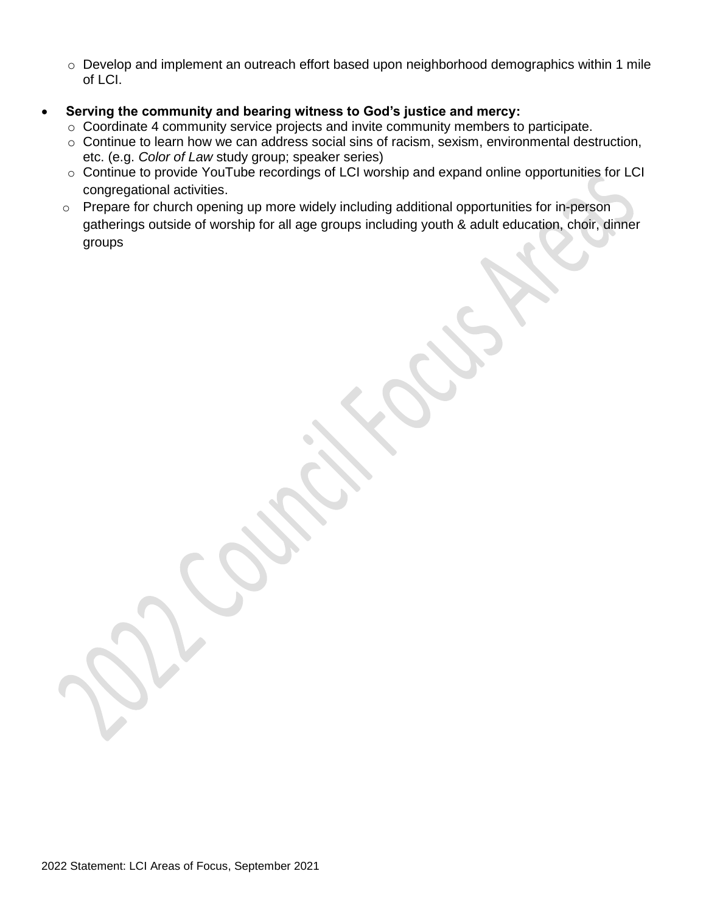- Develop and implement an outreach effort based upon neighborhood demographics within 1 mile of LCI.

- **Serving the community and bearing witness to God's justice and mercy:**
  - Coordinate 4 community service projects and invite community members to participate.
  - Continue to learn how we can address social sins of racism, sexism, environmental destruction, etc. (e.g. *Color of Law* study group; speaker series)
  - Continue to provide YouTube recordings of LCI worship and expand online opportunities for LCI congregational activities.
  - Prepare for church opening up more widely including additional opportunities for in-person gatherings outside of worship for all age groups including youth & adult education, choir, dinner groups